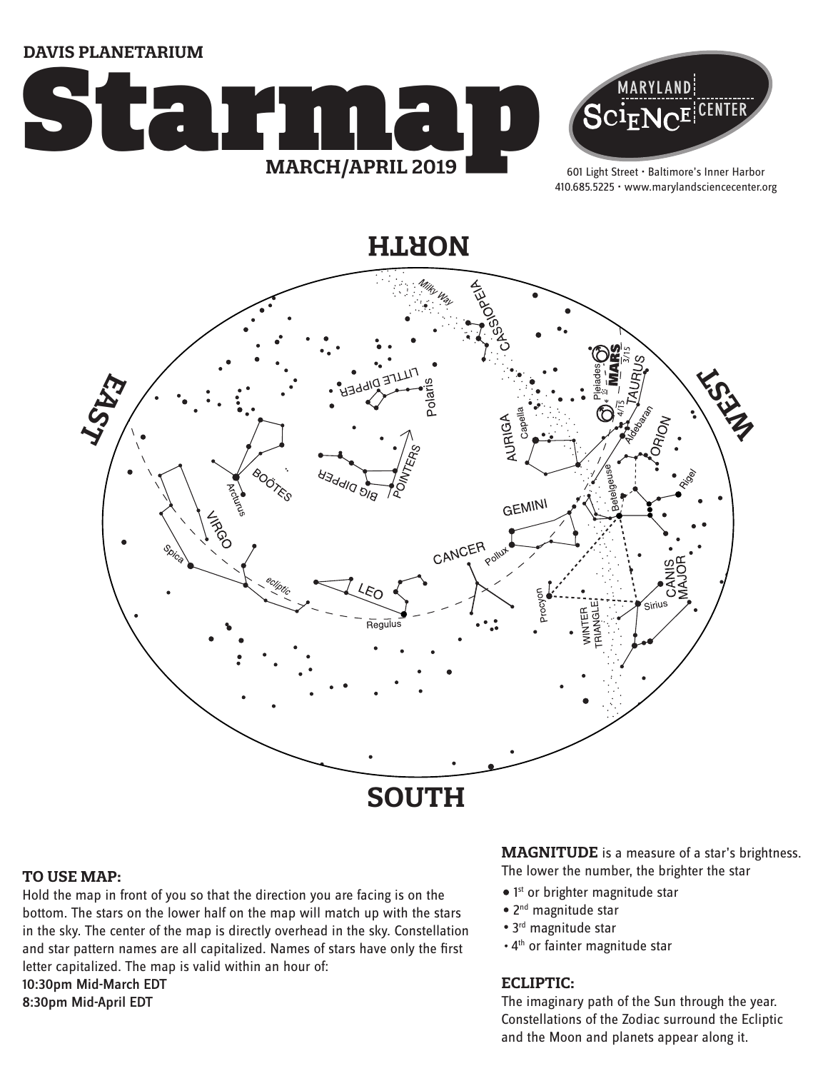DAVIS PLANETARIUM

# Starmap

**MARCH/APRIL 2019**

MARYLAND SCiENCE CENTER

601 Light Street • Baltimore's Inner Harbor
410.685.5225 • www.marylandsciencecenter.org

NORTH

EAST

WEST

SOUTH

### TO USE MAP:

Hold the map in front of you so that the direction you are facing is on the bottom. The stars on the lower half on the map will match up with the stars in the sky. The center of the map is directly overhead in the sky. Constellation and star pattern names are all capitalized. Names of stars have only the first letter capitalized. The map is valid within an hour of:

10:30pm Mid-March EDT
8:30pm Mid-April EDT

**MAGNITUDE** is a measure of a star's brightness. The lower the number, the brighter the star

- 1st or brighter magnitude star
- 2nd magnitude star
- 3rd magnitude star
- 4th or fainter magnitude star

### ECLIPTIC:

The imaginary path of the Sun through the year. Constellations of the Zodiac surround the Ecliptic and the Moon and planets appear along it.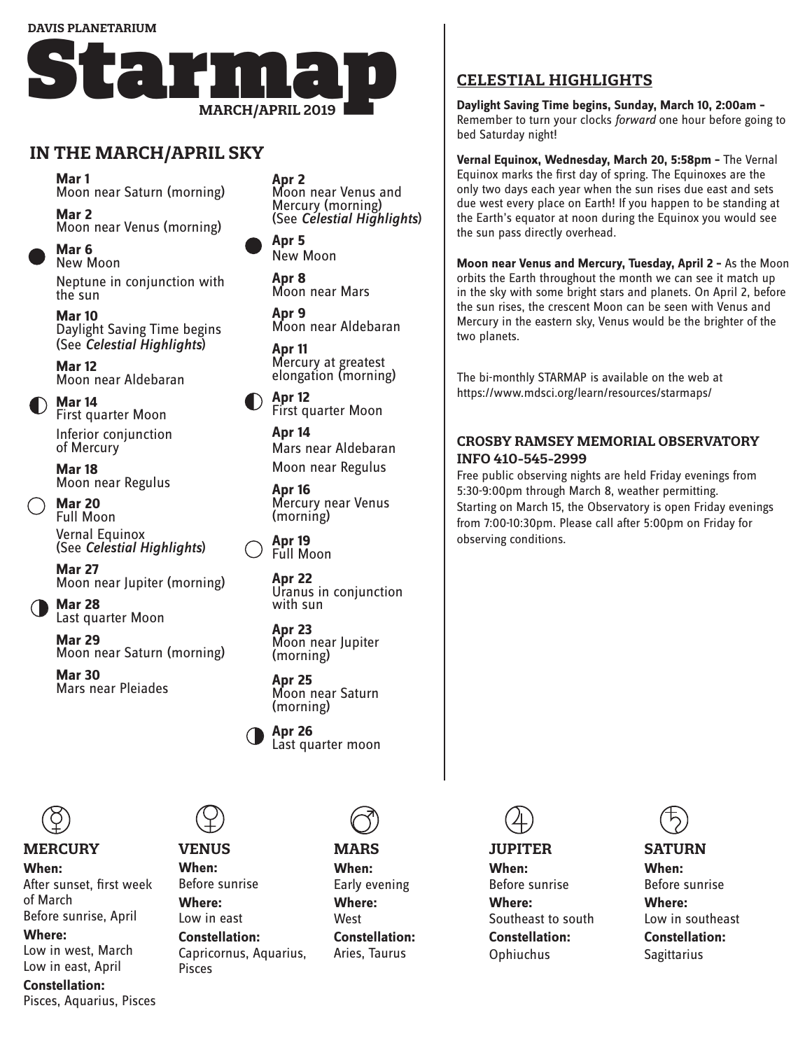DAVIS PLANETARIUM

# Starmap

MARCH/APRIL 2019

## IN THE MARCH/APRIL SKY

**Mar 1**
Moon near Saturn (morning)

**Mar 2**
Moon near Venus (morning)

**Mar 6**
New Moon

Neptune in conjunction with the sun

**Mar 10**
Daylight Saving Time begins (See *Celestial Highlights*)

**Mar 12**
Moon near Aldebaran

**Mar 14**
First quarter Moon

Inferior conjunction of Mercury

**Mar 18**
Moon near Regulus

**Mar 20**
Full Moon

Vernal Equinox (See *Celestial Highlights*)

**Mar 27**
Moon near Jupiter (morning)

**Mar 28**
Last quarter Moon

**Mar 29**
Moon near Saturn (morning)

**Mar 30**
Mars near Pleiades

**Apr 2**
Moon near Venus and Mercury (morning) (See *Celestial Highlights*)

**Apr 5**
New Moon

**Apr 8**
Moon near Mars

**Apr 9**
Moon near Aldebaran

**Apr 11**
Mercury at greatest elongation (morning)

**Apr 12**
First quarter Moon

**Apr 14**
Mars near Aldebaran

Moon near Regulus

**Apr 16**
Mercury near Venus (morning)

**Apr 19**
Full Moon

**Apr 22**
Uranus in conjunction with sun

**Apr 23**
Moon near Jupiter (morning)

**Apr 25**
Moon near Saturn (morning)

**Apr 26**
Last quarter moon

## CELESTIAL HIGHLIGHTS

**Daylight Saving Time begins, Sunday, March 10, 2:00am –** Remember to turn your clocks *forward* one hour before going to bed Saturday night!

**Vernal Equinox, Wednesday, March 20, 5:58pm –** The Vernal Equinox marks the first day of spring. The Equinoxes are the only two days each year when the sun rises due east and sets due west every place on Earth! If you happen to be standing at the Earth's equator at noon during the Equinox you would see the sun pass directly overhead.

**Moon near Venus and Mercury, Tuesday, April 2 –** As the Moon orbits the Earth throughout the month we can see it match up in the sky with some bright stars and planets. On April 2, before the sun rises, the crescent Moon can be seen with Venus and Mercury in the eastern sky, Venus would be the brighter of the two planets.

The bi-monthly STARMAP is available on the web at https://www.mdsci.org/learn/resources/starmaps/

### CROSBY RAMSEY MEMORIAL OBSERVATORY INFO 410-545-2999

Free public observing nights are held Friday evenings from 5:30-9:00pm through March 8, weather permitting. Starting on March 15, the Observatory is open Friday evenings from 7:00-10:30pm. Please call after 5:00pm on Friday for observing conditions.

### MERCURY

**When:**
After sunset, first week of March
Before sunrise, April

**Where:**
Low in west, March
Low in east, April

**Constellation:**
Pisces, Aquarius, Pisces

### VENUS

**When:**
Before sunrise

**Where:**
Low in east

**Constellation:**
Capricornus, Aquarius, Pisces

### MARS

**When:**
Early evening

**Where:**
West

**Constellation:**
Aries, Taurus

### JUPITER

**When:**
Before sunrise

**Where:**
Southeast to south

**Constellation:**
Ophiuchus

### SATURN

**When:**
Before sunrise

**Where:**
Low in southeast

**Constellation:**
Sagittarius